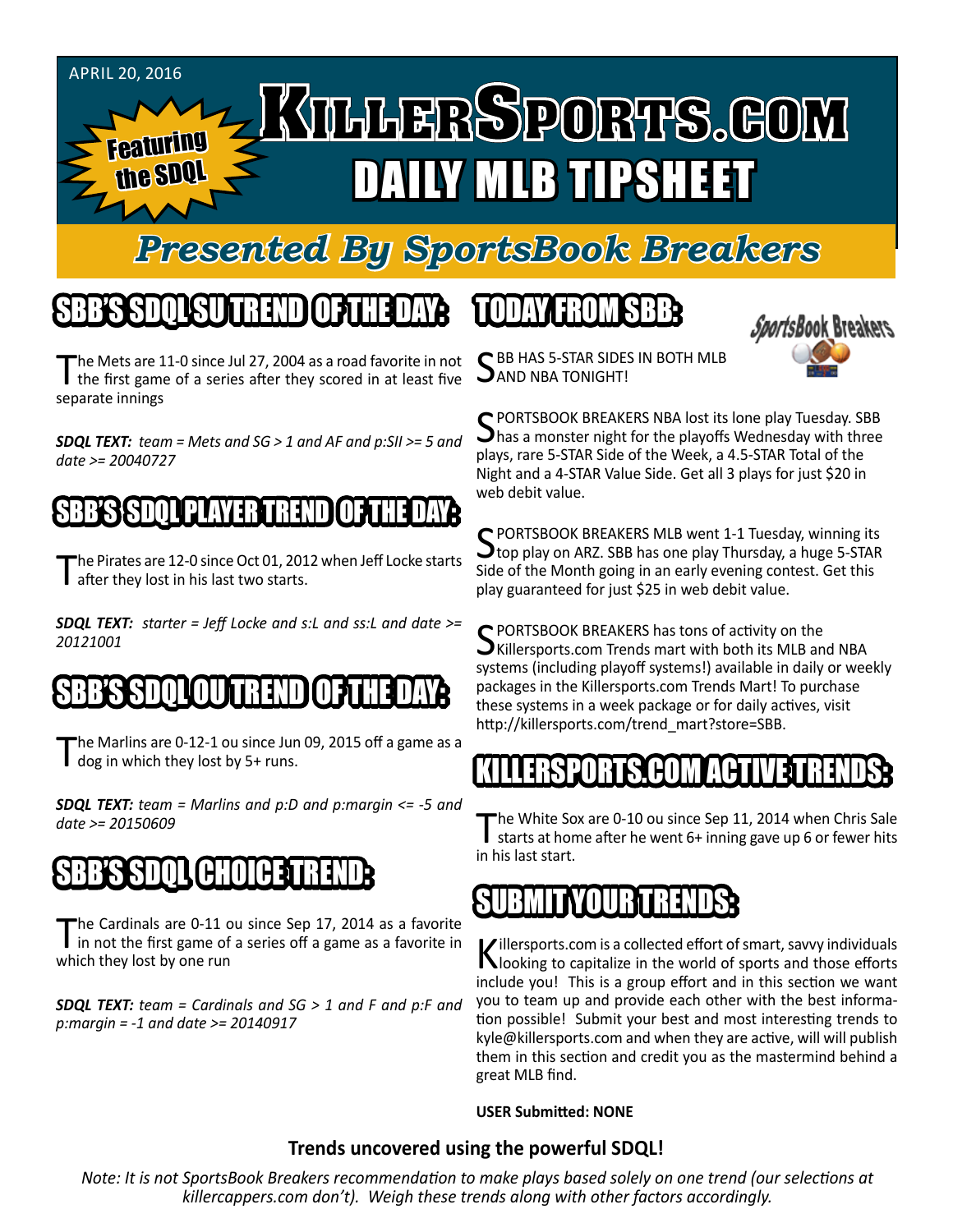APRIL 20, 2016

# KILLERSPORTS.COM DAILY MLB TIPSHEET

Featuring the SDQL

## Presented By SportsBook Breakers

## SBB'S SDQL SU TREND OF THE DAY:

The Mets are 11-0 since Jul 27, 2004 as a road favorite in not the first game of a series after they scored in at least five separate innings

***SDQL TEXT:*** *team = Mets and SG > 1 and AF and p:SII >= 5 and date >= 20040727*

## SBB'S SDQL PLAYER TREND OF THE DAY:

The Pirates are 12-0 since Oct 01, 2012 when Jeff Locke starts after they lost in his last two starts.

***SDQL TEXT:*** *starter = Jeff Locke and s:L and ss:L and date >= 20121001*

## SBB'S SDQL OU TREND OF THE DAY:

The Marlins are 0-12-1 ou since Jun 09, 2015 off a game as a dog in which they lost by 5+ runs.

***SDQL TEXT:*** *team = Marlins and p:D and p:margin <= -5 and date >= 20150609*

## SBB'S SDQL CHOICE TREND:

The Cardinals are 0-11 ou since Sep 17, 2014 as a favorite in not the first game of a series off a game as a favorite in which they lost by one run

***SDQL TEXT:*** *team = Cardinals and SG > 1 and F and p:F and p:margin = -1 and date >= 20140917*

## TODAY FROM SBB:

SBB HAS 5-STAR SIDES IN BOTH MLB AND NBA TONIGHT!

SPORTSBOOK BREAKERS NBA lost its lone play Tuesday. SBB has a monster night for the playoffs Wednesday with three plays, rare 5-STAR Side of the Week, a 4.5-STAR Total of the Night and a 4-STAR Value Side. Get all 3 plays for just $20 in web debit value.

SPORTSBOOK BREAKERS MLB went 1-1 Tuesday, winning its top play on ARZ. SBB has one play Thursday, a huge 5-STAR Side of the Month going in an early evening contest. Get this play guaranteed for just $25 in web debit value.

SPORTSBOOK BREAKERS has tons of activity on the Killersports.com Trends mart with both its MLB and NBA systems (including playoff systems!) available in daily or weekly packages in the Killersports.com Trends Mart! To purchase these systems in a week package or for daily actives, visit http://killersports.com/trend_mart?store=SBB.

## KILLERSPORTS.COM ACTIVE TRENDS:

The White Sox are 0-10 ou since Sep 11, 2014 when Chris Sale starts at home after he went 6+ inning gave up 6 or fewer hits in his last start.

## SUBMIT YOUR TRENDS:

Killersports.com is a collected effort of smart, savvy individuals looking to capitalize in the world of sports and those efforts include you! This is a group effort and in this section we want you to team up and provide each other with the best information possible! Submit your best and most interesting trends to kyle@killersports.com and when they are active, will will publish them in this section and credit you as the mastermind behind a great MLB find.

**USER Submitted: NONE**

**Trends uncovered using the powerful SDQL!**

*Note: It is not SportsBook Breakers recommendation to make plays based solely on one trend (our selections at killercappers.com don't). Weigh these trends along with other factors accordingly.*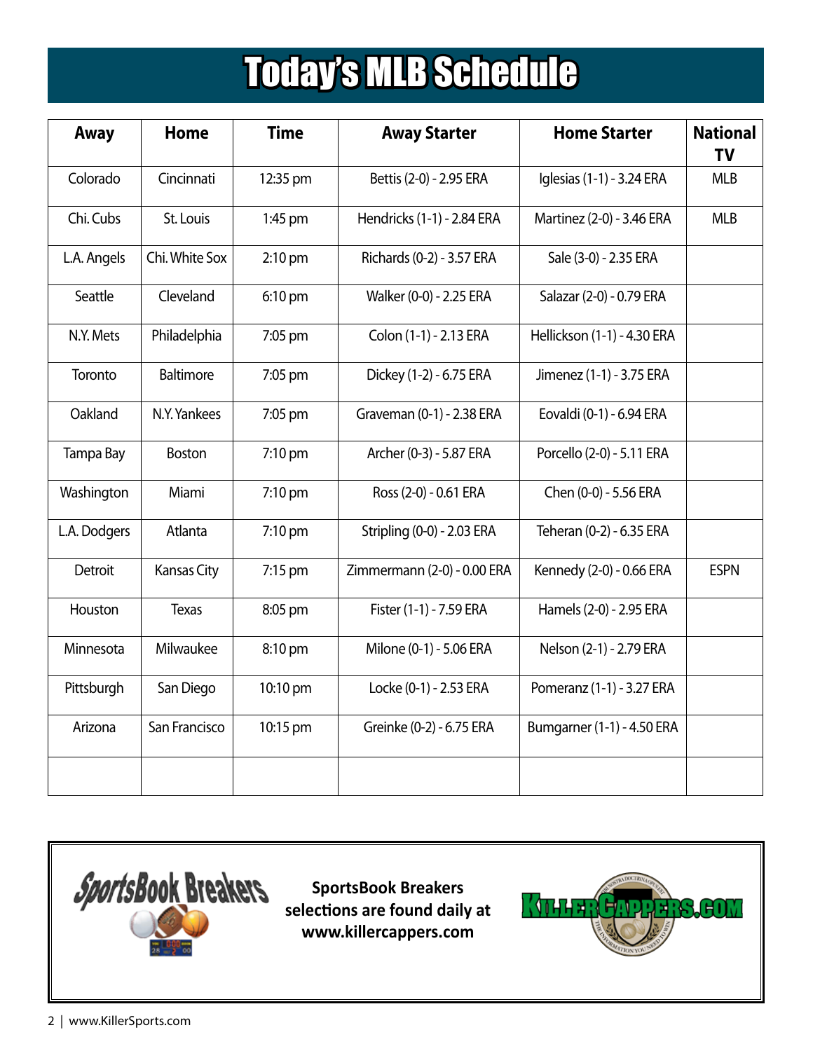# Today's MLB Schedule

| Away | Home | Time | Away Starter | Home Starter | National TV |
|---|---|---|---|---|---|
| Colorado | Cincinnati | 12:35 pm | Bettis (2-0) - 2.95 ERA | Iglesias (1-1) - 3.24 ERA | MLB |
| Chi. Cubs | St. Louis | 1:45 pm | Hendricks (1-1) - 2.84 ERA | Martinez (2-0) - 3.46 ERA | MLB |
| L.A. Angels | Chi. White Sox | 2:10 pm | Richards (0-2) - 3.57 ERA | Sale (3-0) - 2.35 ERA | |
| Seattle | Cleveland | 6:10 pm | Walker (0-0) - 2.25 ERA | Salazar (2-0) - 0.79 ERA | |
| N.Y. Mets | Philadelphia | 7:05 pm | Colon (1-1) - 2.13 ERA | Hellickson (1-1) - 4.30 ERA | |
| Toronto | Baltimore | 7:05 pm | Dickey (1-2) - 6.75 ERA | Jimenez (1-1) - 3.75 ERA | |
| Oakland | N.Y. Yankees | 7:05 pm | Graveman (0-1) - 2.38 ERA | Eovaldi (0-1) - 6.94 ERA | |
| Tampa Bay | Boston | 7:10 pm | Archer (0-3) - 5.87 ERA | Porcello (2-0) - 5.11 ERA | |
| Washington | Miami | 7:10 pm | Ross (2-0) - 0.61 ERA | Chen (0-0) - 5.56 ERA | |
| L.A. Dodgers | Atlanta | 7:10 pm | Stripling (0-0) - 2.03 ERA | Teheran (0-2) - 6.35 ERA | |
| Detroit | Kansas City | 7:15 pm | Zimmermann (2-0) - 0.00 ERA | Kennedy (2-0) - 0.66 ERA | ESPN |
| Houston | Texas | 8:05 pm | Fister (1-1) - 7.59 ERA | Hamels (2-0) - 2.95 ERA | |
| Minnesota | Milwaukee | 8:10 pm | Milone (0-1) - 5.06 ERA | Nelson (2-1) - 2.79 ERA | |
| Pittsburgh | San Diego | 10:10 pm | Locke (0-1) - 2.53 ERA | Pomeranz (1-1) - 3.27 ERA | |
| Arizona | San Francisco | 10:15 pm | Greinke (0-2) - 6.75 ERA | Bumgarner (1-1) - 4.50 ERA | |
| | | | | | |

SportsBook Breakers

**SportsBook Breakers selections are found daily at www.killercappers.com**

KILLERCAPPERS.COM